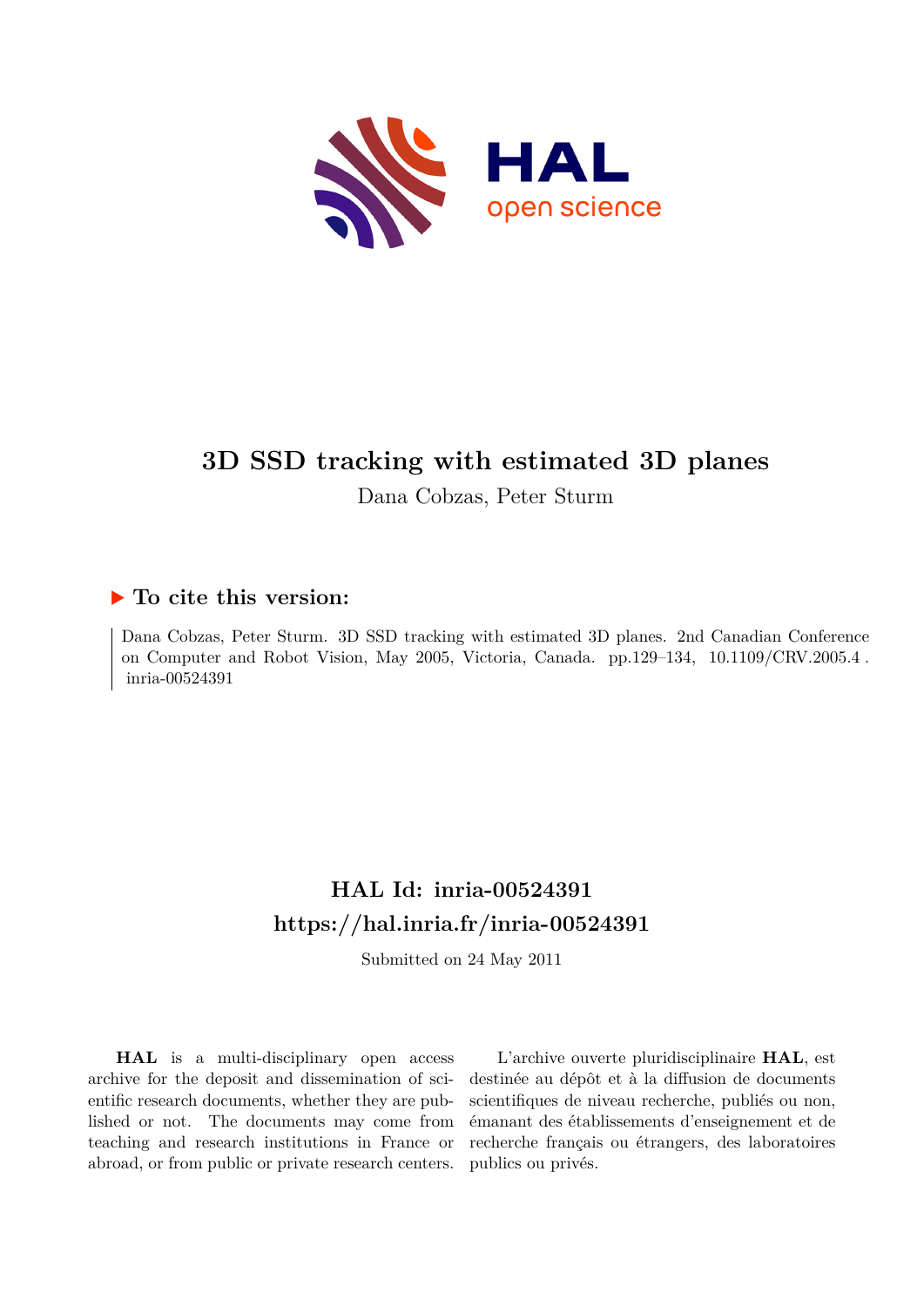# 3D SSD tracking with estimated 3D planes

Dana Cobzas, Peter Sturm

## ▶ To cite this version:

Dana Cobzas, Peter Sturm. 3D SSD tracking with estimated 3D planes. 2nd Canadian Conference on Computer and Robot Vision, May 2005, Victoria, Canada. pp.129–134, 10.1109/CRV.2005.4. inria-00524391

## HAL Id: inria-00524391

## https://hal.inria.fr/inria-00524391

Submitted on 24 May 2011

**HAL** is a multi-disciplinary open access archive for the deposit and dissemination of scientific research documents, whether they are published or not. The documents may come from teaching and research institutions in France or abroad, or from public or private research centers.

L'archive ouverte pluridisciplinaire **HAL**, est destinée au dépôt et à la diffusion de documents scientifiques de niveau recherche, publiés ou non, émanant des établissements d'enseignement et de recherche français ou étrangers, des laboratoires publics ou privés.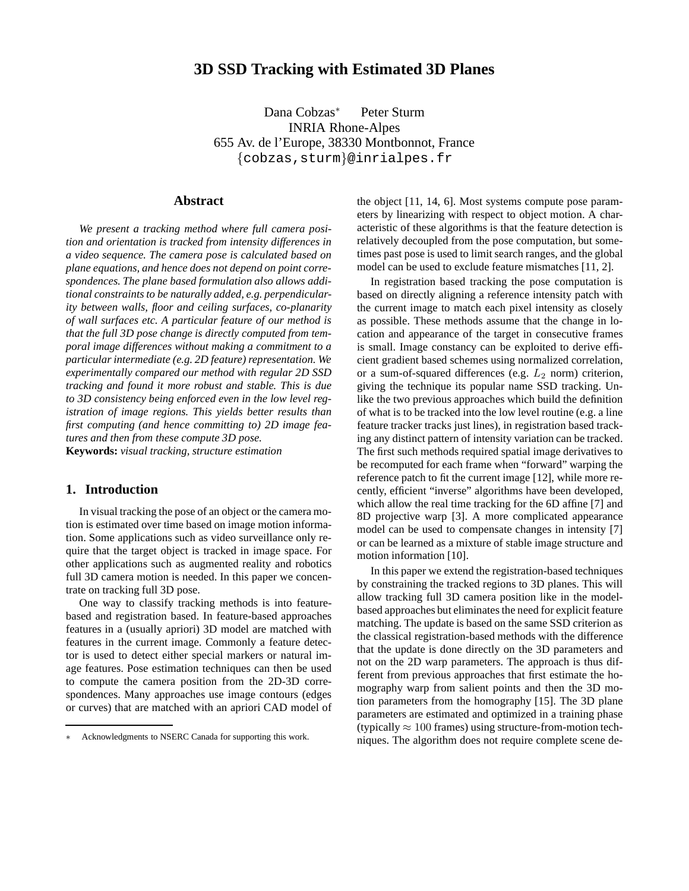# 3D SSD Tracking with Estimated 3D Planes

Dana Cobzas* Peter Sturm
INRIA Rhone-Alpes
655 Av. de l'Europe, 38330 Montbonnot, France
{cobzas,sturm}@inrialpes.fr

## Abstract

*We present a tracking method where full camera position and orientation is tracked from intensity differences in a video sequence. The camera pose is calculated based on plane equations, and hence does not depend on point correspondences. The plane based formulation also allows additional constraints to be naturally added, e.g. perpendicularity between walls, floor and ceiling surfaces, co-planarity of wall surfaces etc. A particular feature of our method is that the full 3D pose change is directly computed from temporal image differences without making a commitment to a particular intermediate (e.g. 2D feature) representation. We experimentally compared our method with regular 2D SSD tracking and found it more robust and stable. This is due to 3D consistency being enforced even in the low level registration of image regions. This yields better results than first computing (and hence committing to) 2D image features and then from these compute 3D pose.*

**Keywords:** *visual tracking, structure estimation*

## 1. Introduction

In visual tracking the pose of an object or the camera motion is estimated over time based on image motion information. Some applications such as video surveillance only require that the target object is tracked in image space. For other applications such as augmented reality and robotics full 3D camera motion is needed. In this paper we concentrate on tracking full 3D pose.

One way to classify tracking methods is into feature-based and registration based. In feature-based approaches features in a (usually apriori) 3D model are matched with features in the current image. Commonly a feature detector is used to detect either special markers or natural image features. Pose estimation techniques can then be used to compute the camera position from the 2D-3D correspondences. Many approaches use image contours (edges or curves) that are matched with an apriori CAD model of the object [11, 14, 6]. Most systems compute pose parameters by linearizing with respect to object motion. A characteristic of these algorithms is that the feature detection is relatively decoupled from the pose computation, but sometimes past pose is used to limit search ranges, and the global model can be used to exclude feature mismatches [11, 2].

In registration based tracking the pose computation is based on directly aligning a reference intensity patch with the current image to match each pixel intensity as closely as possible. These methods assume that the change in location and appearance of the target in consecutive frames is small. Image constancy can be exploited to derive efficient gradient based schemes using normalized correlation, or a sum-of-squared differences (e.g. $L_2$ norm) criterion, giving the technique its popular name SSD tracking. Unlike the two previous approaches which build the definition of what is to be tracked into the low level routine (e.g. a line feature tracker tracks just lines), in registration based tracking any distinct pattern of intensity variation can be tracked. The first such methods required spatial image derivatives to be recomputed for each frame when "forward" warping the reference patch to fit the current image [12], while more recently, efficient "inverse" algorithms have been developed, which allow the real time tracking for the 6D affine [7] and 8D projective warp [3]. A more complicated appearance model can be used to compensate changes in intensity [7] or can be learned as a mixture of stable image structure and motion information [10].

In this paper we extend the registration-based techniques by constraining the tracked regions to 3D planes. This will allow tracking full 3D camera position like in the model-based approaches but eliminates the need for explicit feature matching. The update is based on the same SSD criterion as the classical registration-based methods with the difference that the update is done directly on the 3D parameters and not on the 2D warp parameters. The approach is thus different from previous approaches that first estimate the homography warp from salient points and then the 3D motion parameters from the homography [15]. The 3D plane parameters are estimated and optimized in a training phase (typically $\approx 100$ frames) using structure-from-motion techniques. The algorithm does not require complete scene de-

* Acknowledgments to NSERC Canada for supporting this work.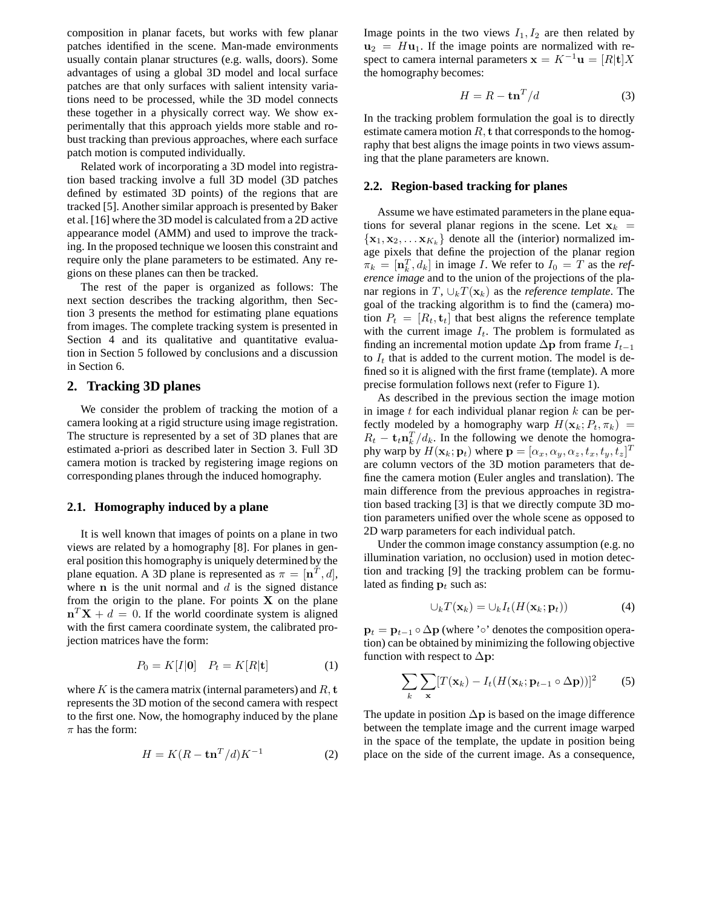composition in planar facets, but works with few planar patches identified in the scene. Man-made environments usually contain planar structures (e.g. walls, doors). Some advantages of using a global 3D model and local surface patches are that only surfaces with salient intensity variations need to be processed, while the 3D model connects these together in a physically correct way. We show experimentally that this approach yields more stable and robust tracking than previous approaches, where each surface patch motion is computed individually.

Related work of incorporating a 3D model into registration based tracking involve a full 3D model (3D patches defined by estimated 3D points) of the regions that are tracked [5]. Another similar approach is presented by Baker et al. [16] where the 3D model is calculated from a 2D active appearance model (AMM) and used to improve the tracking. In the proposed technique we loosen this constraint and require only the plane parameters to be estimated. Any regions on these planes can then be tracked.

The rest of the paper is organized as follows: The next section describes the tracking algorithm, then Section 3 presents the method for estimating plane equations from images. The complete tracking system is presented in Section 4 and its qualitative and quantitative evaluation in Section 5 followed by conclusions and a discussion in Section 6.

## 2. Tracking 3D planes

We consider the problem of tracking the motion of a camera looking at a rigid structure using image registration. The structure is represented by a set of 3D planes that are estimated a-priori as described later in Section 3. Full 3D camera motion is tracked by registering image regions on corresponding planes through the induced homography.

### 2.1. Homography induced by a plane

It is well known that images of points on a plane in two views are related by a homography [8]. For planes in general position this homography is uniquely determined by the plane equation. A 3D plane is represented as $\pi = [\mathbf{n}^T, d]$, where $\mathbf{n}$ is the unit normal and $d$ is the signed distance from the origin to the plane. For points $\mathbf{X}$ on the plane $\mathbf{n}^T\mathbf{X} + d = 0$. If the world coordinate system is aligned with the first camera coordinate system, the calibrated projection matrices have the form:

$$P_0 = K[I|\mathbf{0}] \quad P_t = K[R|\mathbf{t}] \tag{1}$$

where $K$ is the camera matrix (internal parameters) and $R, \mathbf{t}$ represents the 3D motion of the second camera with respect to the first one. Now, the homography induced by the plane $\pi$ has the form:

$$H = K(R - \mathbf{t}\mathbf{n}^T/d)K^{-1} \tag{2}$$

Image points in the two views $I_1, I_2$ are then related by $\mathbf{u}_2 = H\mathbf{u}_1$. If the image points are normalized with respect to camera internal parameters $\mathbf{x} = K^{-1}\mathbf{u} = [R|\mathbf{t}]X$ the homography becomes:

$$H = R - \mathbf{t}\mathbf{n}^T/d \tag{3}$$

In the tracking problem formulation the goal is to directly estimate camera motion $R, \mathbf{t}$ that corresponds to the homography that best aligns the image points in two views assuming that the plane parameters are known.

### 2.2. Region-based tracking for planes

Assume we have estimated parameters in the plane equations for several planar regions in the scene. Let $\mathbf{x}_k = \{\mathbf{x}_1, \mathbf{x}_2, \ldots \mathbf{x}_{K_k}\}$ denote all the (interior) normalized image pixels that define the projection of the planar region $\pi_k = [\mathbf{n}_k^T, d_k]$ in image $I$. We refer to $I_0 = T$ as the *reference image* and to the union of the projections of the planar regions in $T$, $\cup_k T(\mathbf{x}_k)$ as the *reference template*. The goal of the tracking algorithm is to find the (camera) motion $P_t = [R_t, \mathbf{t}_t]$ that best aligns the reference template with the current image $I_t$. The problem is formulated as finding an incremental motion update $\Delta\mathbf{p}$ from frame $I_{t-1}$ to $I_t$ that is added to the current motion. The model is defined so it is aligned with the first frame (template). A more precise formulation follows next (refer to Figure 1).

As described in the previous section the image motion in image $t$ for each individual planar region $k$ can be perfectly modeled by a homography warp $H(\mathbf{x}_k; P_t, \pi_k) = R_t - \mathbf{t}_t\mathbf{n}_k^T/d_k$. In the following we denote the homography warp by $H(\mathbf{x}_k; \mathbf{p}_t)$ where $\mathbf{p} = [\alpha_x, \alpha_y, \alpha_z, t_x, t_y, t_z]^T$ are column vectors of the 3D motion parameters that define the camera motion (Euler angles and translation). The main difference from the previous approaches in registration based tracking [3] is that we directly compute 3D motion parameters unified over the whole scene as opposed to 2D warp parameters for each individual patch.

Under the common image constancy assumption (e.g. no illumination variation, no occlusion) used in motion detection and tracking [9] the tracking problem can be formulated as finding $\mathbf{p}_t$ such as:

$$\cup_k T(\mathbf{x}_k) = \cup_k I_t(H(\mathbf{x}_k; \mathbf{p}_t)) \tag{4}$$

$\mathbf{p}_t = \mathbf{p}_{t-1} \circ \Delta\mathbf{p}$ (where '$\circ$' denotes the composition operation) can be obtained by minimizing the following objective function with respect to $\Delta\mathbf{p}$:

$$\sum_k \sum_{\mathbf{x}} [T(\mathbf{x}_k) - I_t(H(\mathbf{x}_k; \mathbf{p}_{t-1} \circ \Delta\mathbf{p}))]^2 \tag{5}$$

The update in position $\Delta\mathbf{p}$ is based on the image difference between the template image and the current image warped in the space of the template, the update in position being place on the side of the current image. As a consequence,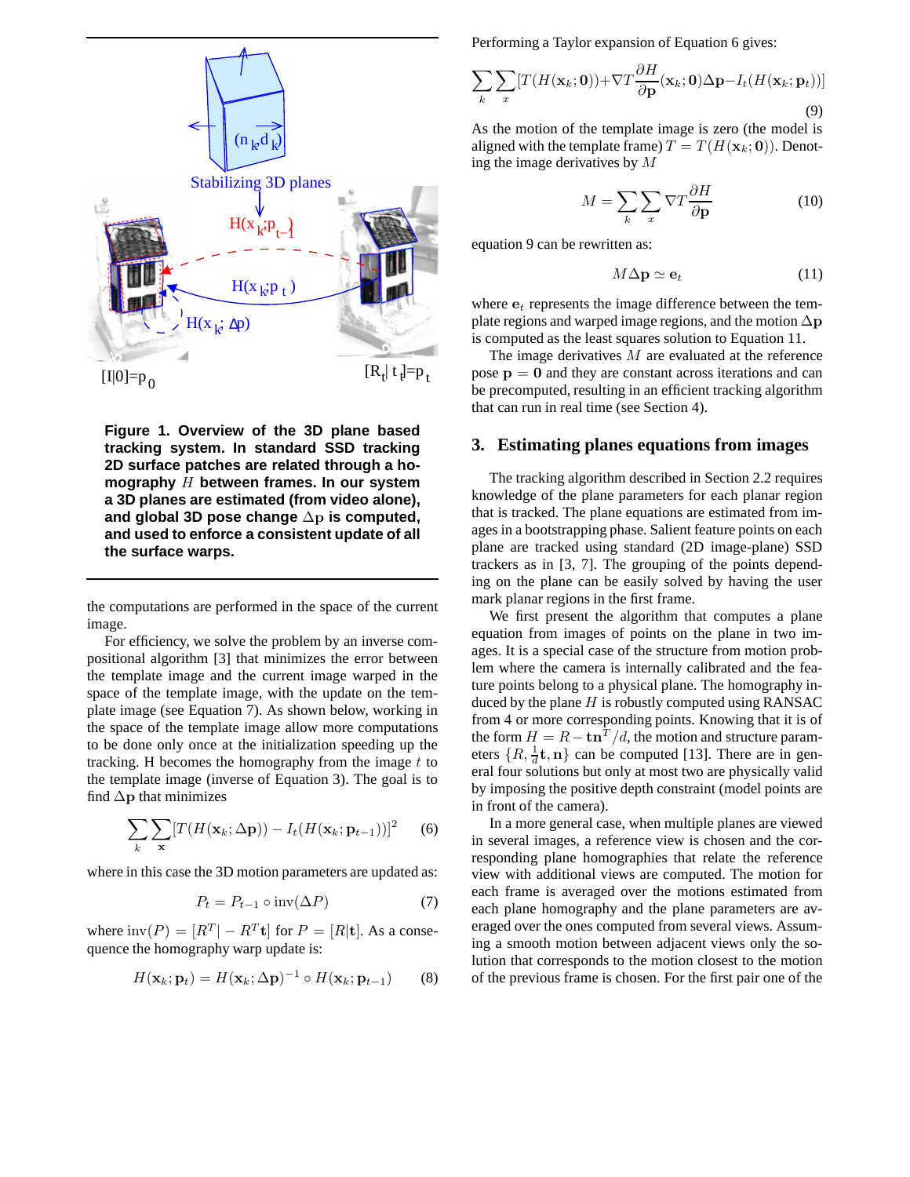**Figure 1. Overview of the 3D plane based tracking system. In standard SSD tracking 2D surface patches are related through a homography $H$ between frames. In our system a 3D planes are estimated (from video alone), and global 3D pose change $\Delta p$ is computed, and used to enforce a consistent update of all the surface warps.**

the computations are performed in the space of the current image.

For efficiency, we solve the problem by an inverse compositional algorithm [3] that minimizes the error between the template image and the current image warped in the space of the template image, with the update on the template image (see Equation 7). As shown below, working in the space of the template image allow more computations to be done only once at the initialization speeding up the tracking. H becomes the homography from the image $t$ to the template image (inverse of Equation 3). The goal is to find $\Delta\mathbf{p}$ that minimizes

$$\sum_k \sum_{\mathbf{x}} [T(H(\mathbf{x}_k; \Delta\mathbf{p})) - I_t(H(\mathbf{x}_k; \mathbf{p}_{t-1}))]^2 \quad (6)$$

where in this case the 3D motion parameters are updated as:

$$P_t = P_{t-1} \circ \mathrm{inv}(\Delta P) \quad (7)$$

where $\mathrm{inv}(P) = [R^T| - R^T\mathbf{t}]$ for $P = [R|\mathbf{t}]$. As a consequence the homography warp update is:

$$H(\mathbf{x}_k; \mathbf{p}_t) = H(\mathbf{x}_k; \Delta\mathbf{p})^{-1} \circ H(\mathbf{x}_k; \mathbf{p}_{t-1}) \quad (8)$$

Performing a Taylor expansion of Equation 6 gives:

$$\sum_k \sum_x [T(H(\mathbf{x}_k; \mathbf{0})) + \nabla T \frac{\partial H}{\partial \mathbf{p}}(\mathbf{x}_k; \mathbf{0})\Delta\mathbf{p} - I_t(H(\mathbf{x}_k; \mathbf{p}_t))] \quad (9)$$

As the motion of the template image is zero (the model is aligned with the template frame) $T = T(H(\mathbf{x}_k; \mathbf{0}))$. Denoting the image derivatives by $M$

$$M = \sum_k \sum_x \nabla T \frac{\partial H}{\partial \mathbf{p}} \quad (10)$$

equation 9 can be rewritten as:

$$M\Delta\mathbf{p} \simeq \mathbf{e}_t \quad (11)$$

where $\mathbf{e}_t$ represents the image difference between the template regions and warped image regions, and the motion $\Delta\mathbf{p}$ is computed as the least squares solution to Equation 11.

The image derivatives $M$ are evaluated at the reference pose $\mathbf{p} = \mathbf{0}$ and they are constant across iterations and can be precomputed, resulting in an efficient tracking algorithm that can run in real time (see Section 4).

## 3. Estimating planes equations from images

The tracking algorithm described in Section 2.2 requires knowledge of the plane parameters for each planar region that is tracked. The plane equations are estimated from images in a bootstrapping phase. Salient feature points on each plane are tracked using standard (2D image-plane) SSD trackers as in [3, 7]. The grouping of the points depending on the plane can be easily solved by having the user mark planar regions in the first frame.

We first present the algorithm that computes a plane equation from images of points on the plane in two images. It is a special case of the structure from motion problem where the camera is internally calibrated and the feature points belong to a physical plane. The homography induced by the plane $H$ is robustly computed using RANSAC from 4 or more corresponding points. Knowing that it is of the form $H = R - \mathbf{t}\mathbf{n}^T/d$, the motion and structure parameters $\{R, \frac{1}{d}\mathbf{t}, \mathbf{n}\}$ can be computed [13]. There are in general four solutions but only at most two are physically valid by imposing the positive depth constraint (model points are in front of the camera).

In a more general case, when multiple planes are viewed in several images, a reference view is chosen and the corresponding plane homographies that relate the reference view with additional views are computed. The motion for each frame is averaged over the motions estimated from each plane homography and the plane parameters are averaged over the ones computed from several views. Assuming a smooth motion between adjacent views only the solution that corresponds to the motion closest to the motion of the previous frame is chosen. For the first pair one of the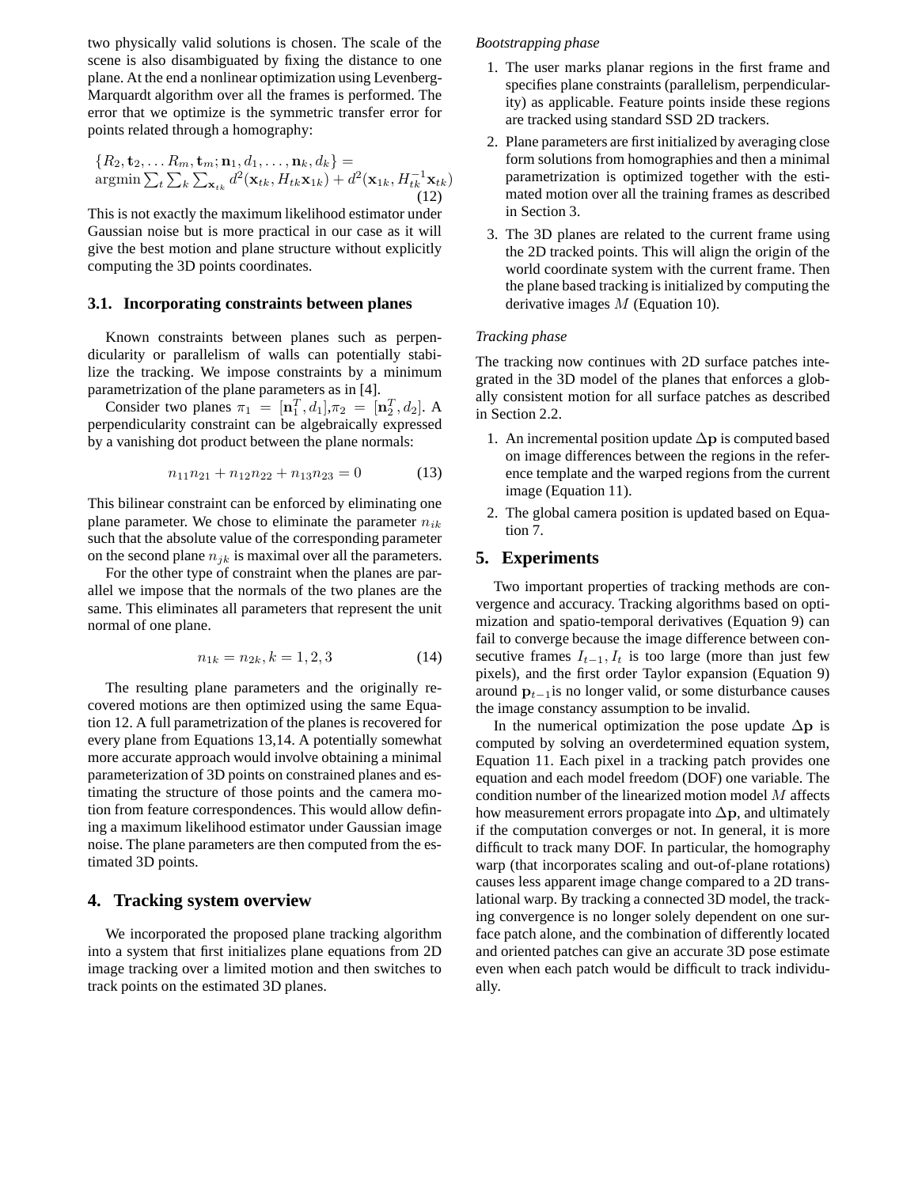two physically valid solutions is chosen. The scale of the scene is also disambiguated by fixing the distance to one plane. At the end a nonlinear optimization using Levenberg-Marquardt algorithm over all the frames is performed. The error that we optimize is the symmetric transfer error for points related through a homography:

$$\{R_2, \mathbf{t}_2, \ldots R_m, \mathbf{t}_m; \mathbf{n}_1, d_1, \ldots, \mathbf{n}_k, d_k\} = \operatorname{argmin} \sum_t \sum_k \sum_{\mathbf{x}_{tk}} d^2(\mathbf{x}_{tk}, H_{tk}\mathbf{x}_{1k}) + d^2(\mathbf{x}_{1k}, H_{tk}^{-1}\mathbf{x}_{tk}) \tag{12}$$

This is not exactly the maximum likelihood estimator under Gaussian noise but is more practical in our case as it will give the best motion and plane structure without explicitly computing the 3D points coordinates.

### 3.1. Incorporating constraints between planes

Known constraints between planes such as perpendicularity or parallelism of walls can potentially stabilize the tracking. We impose constraints by a minimum parametrization of the plane parameters as in [4].

Consider two planes $\pi_1 = [\mathbf{n}_1^T, d_1]$,$\pi_2 = [\mathbf{n}_2^T, d_2]$. A perpendicularity constraint can be algebraically expressed by a vanishing dot product between the plane normals:

$$n_{11}n_{21} + n_{12}n_{22} + n_{13}n_{23} = 0 \tag{13}$$

This bilinear constraint can be enforced by eliminating one plane parameter. We chose to eliminate the parameter $n_{ik}$ such that the absolute value of the corresponding parameter on the second plane $n_{jk}$ is maximal over all the parameters.

For the other type of constraint when the planes are parallel we impose that the normals of the two planes are the same. This eliminates all parameters that represent the unit normal of one plane.

$$n_{1k} = n_{2k}, k = 1, 2, 3 \tag{14}$$

The resulting plane parameters and the originally recovered motions are then optimized using the same Equation 12. A full parametrization of the planes is recovered for every plane from Equations 13,14. A potentially somewhat more accurate approach would involve obtaining a minimal parameterization of 3D points on constrained planes and estimating the structure of those points and the camera motion from feature correspondences. This would allow defining a maximum likelihood estimator under Gaussian image noise. The plane parameters are then computed from the estimated 3D points.

## 4. Tracking system overview

We incorporated the proposed plane tracking algorithm into a system that first initializes plane equations from 2D image tracking over a limited motion and then switches to track points on the estimated 3D planes.

*Bootstrapping phase*

1. The user marks planar regions in the first frame and specifies plane constraints (parallelism, perpendicularity) as applicable. Feature points inside these regions are tracked using standard SSD 2D trackers.
2. Plane parameters are first initialized by averaging close form solutions from homographies and then a minimal parametrization is optimized together with the estimated motion over all the training frames as described in Section 3.
3. The 3D planes are related to the current frame using the 2D tracked points. This will align the origin of the world coordinate system with the current frame. Then the plane based tracking is initialized by computing the derivative images $M$ (Equation 10).

*Tracking phase*

The tracking now continues with 2D surface patches integrated in the 3D model of the planes that enforces a globally consistent motion for all surface patches as described in Section 2.2.

1. An incremental position update $\Delta\mathbf{p}$ is computed based on image differences between the regions in the reference template and the warped regions from the current image (Equation 11).
2. The global camera position is updated based on Equation 7.

## 5. Experiments

Two important properties of tracking methods are convergence and accuracy. Tracking algorithms based on optimization and spatio-temporal derivatives (Equation 9) can fail to converge because the image difference between consecutive frames $I_{t-1}, I_t$ is too large (more than just few pixels), and the first order Taylor expansion (Equation 9) around $\mathbf{p}_{t-1}$is no longer valid, or some disturbance causes the image constancy assumption to be invalid.

In the numerical optimization the pose update $\Delta\mathbf{p}$ is computed by solving an overdetermined equation system, Equation 11. Each pixel in a tracking patch provides one equation and each model freedom (DOF) one variable. The condition number of the linearized motion model $M$ affects how measurement errors propagate into $\Delta\mathbf{p}$, and ultimately if the computation converges or not. In general, it is more difficult to track many DOF. In particular, the homography warp (that incorporates scaling and out-of-plane rotations) causes less apparent image change compared to a 2D translational warp. By tracking a connected 3D model, the tracking convergence is no longer solely dependent on one surface patch alone, and the combination of differently located and oriented patches can give an accurate 3D pose estimate even when each patch would be difficult to track individually.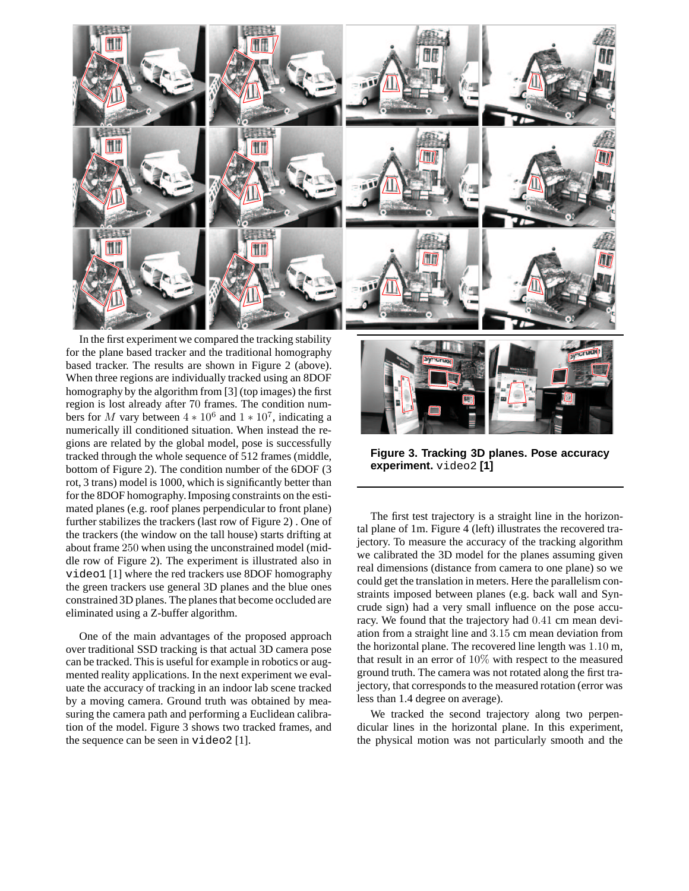In the first experiment we compared the tracking stability for the plane based tracker and the traditional homography based tracker. The results are shown in Figure 2 (above). When three regions are individually tracked using an 8DOF homography by the algorithm from [3] (top images) the first region is lost already after $70$ frames. The condition numbers for $M$ vary between $4 * 10^6$ and $1 * 10^7$, indicating a numerically ill conditioned situation. When instead the regions are related by the global model, pose is successfully tracked through the whole sequence of 512 frames (middle, bottom of Figure 2). The condition number of the 6DOF (3 rot, 3 trans) model is 1000, which is significantly better than for the 8DOF homography. Imposing constraints on the estimated planes (e.g. roof planes perpendicular to front plane) further stabilizes the trackers (last row of Figure 2) . One of the trackers (the window on the tall house) starts drifting at about frame $250$ when using the unconstrained model (middle row of Figure 2). The experiment is illustrated also in `video1` [1] where the red trackers use 8DOF homography the green trackers use general 3D planes and the blue ones constrained 3D planes. The planes that become occluded are eliminated using a Z-buffer algorithm.

One of the main advantages of the proposed approach over traditional SSD tracking is that actual 3D camera pose can be tracked. This is useful for example in robotics or augmented reality applications. In the next experiment we evaluate the accuracy of tracking in an indoor lab scene tracked by a moving camera. Ground truth was obtained by measuring the camera path and performing a Euclidean calibration of the model. Figure 3 shows two tracked frames, and the sequence can be seen in `video2` [1].

**Figure 3. Tracking 3D planes. Pose accuracy experiment.** `video2` **[1]**

The first test trajectory is a straight line in the horizontal plane of 1m. Figure 4 (left) illustrates the recovered trajectory. To measure the accuracy of the tracking algorithm we calibrated the 3D model for the planes assuming given real dimensions (distance from camera to one plane) so we could get the translation in meters. Here the parallelism constraints imposed between planes (e.g. back wall and Syncrude sign) had a very small influence on the pose accuracy. We found that the trajectory had $0.41$ cm mean deviation from a straight line and $3.15$ cm mean deviation from the horizontal plane. The recovered line length was $1.10$ m, that result in an error of $10\%$ with respect to the measured ground truth. The camera was not rotated along the first trajectory, that corresponds to the measured rotation (error was less than 1.4 degree on average).

We tracked the second trajectory along two perpendicular lines in the horizontal plane. In this experiment, the physical motion was not particularly smooth and the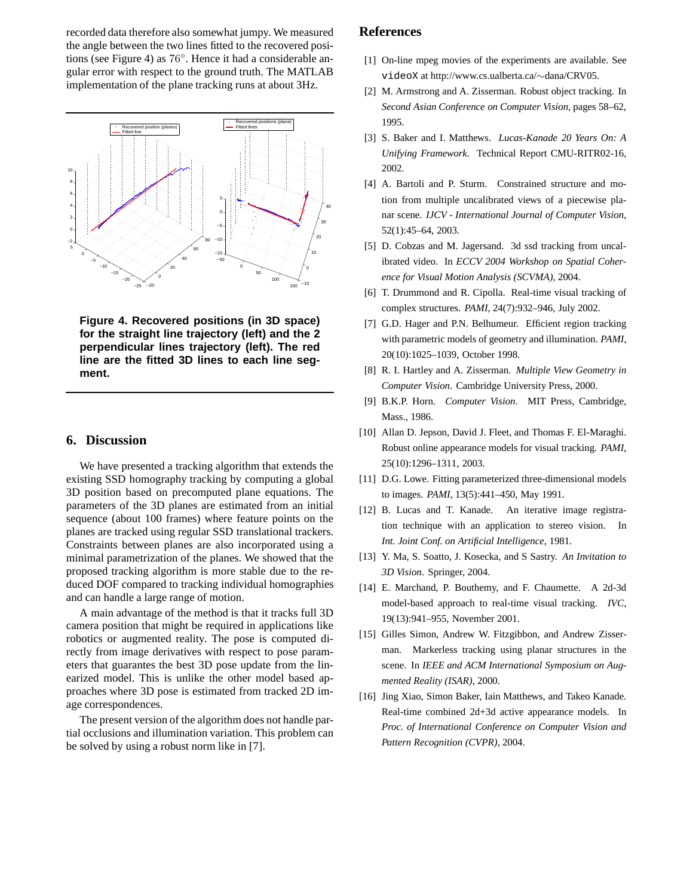recorded data therefore also somewhat jumpy. We measured the angle between the two lines fitted to the recovered positions (see Figure 4) as $76°$. Hence it had a considerable angular error with respect to the ground truth. The MATLAB implementation of the plane tracking runs at about 3Hz.

Recovered position (planes)
Fitted line

Recovered positions (plane)
Fitted lines

**Figure 4. Recovered positions (in 3D space) for the straight line trajectory (left) and the 2 perpendicular lines trajectory (left). The red line are the fitted 3D lines to each line segment.**

## 6. Discussion

We have presented a tracking algorithm that extends the existing SSD homography tracking by computing a global 3D position based on precomputed plane equations. The parameters of the 3D planes are estimated from an initial sequence (about 100 frames) where feature points on the planes are tracked using regular SSD translational trackers. Constraints between planes are also incorporated using a minimal parametrization of the planes. We showed that the proposed tracking algorithm is more stable due to the reduced DOF compared to tracking individual homographies and can handle a large range of motion.

A main advantage of the method is that it tracks full 3D camera position that might be required in applications like robotics or augmented reality. The pose is computed directly from image derivatives with respect to pose parameters that guarantes the best 3D pose update from the linearized model. This is unlike the other model based approaches where 3D pose is estimated from tracked 2D image correspondences.

The present version of the algorithm does not handle partial occlusions and illumination variation. This problem can be solved by using a robust norm like in [7].

## References

[1] On-line mpeg movies of the experiments are available. See `videoX` at http://www.cs.ualberta.ca/∼dana/CRV05.

[2] M. Armstrong and A. Zisserman. Robust object tracking. In *Second Asian Conference on Computer Vision*, pages 58–62, 1995.

[3] S. Baker and I. Matthews. *Lucas-Kanade 20 Years On: A Unifying Framework*. Technical Report CMU-RITR02-16, 2002.

[4] A. Bartoli and P. Sturm. Constrained structure and motion from multiple uncalibrated views of a piecewise planar scene. *IJCV - International Journal of Computer Vision*, 52(1):45–64, 2003.

[5] D. Cobzas and M. Jagersand. 3d ssd tracking from uncalibrated video. In *ECCV 2004 Workshop on Spatial Coherence for Visual Motion Analysis (SCVMA)*, 2004.

[6] T. Drummond and R. Cipolla. Real-time visual tracking of complex structures. *PAMI*, 24(7):932–946, July 2002.

[7] G.D. Hager and P.N. Belhumeur. Efficient region tracking with parametric models of geometry and illumination. *PAMI*, 20(10):1025–1039, October 1998.

[8] R. I. Hartley and A. Zisserman. *Multiple View Geometry in Computer Vision*. Cambridge University Press, 2000.

[9] B.K.P. Horn. *Computer Vision*. MIT Press, Cambridge, Mass., 1986.

[10] Allan D. Jepson, David J. Fleet, and Thomas F. El-Maraghi. Robust online appearance models for visual tracking. *PAMI*, 25(10):1296–1311, 2003.

[11] D.G. Lowe. Fitting parameterized three-dimensional models to images. *PAMI*, 13(5):441–450, May 1991.

[12] B. Lucas and T. Kanade. An iterative image registration technique with an application to stereo vision. In *Int. Joint Conf. on Artificial Intelligence*, 1981.

[13] Y. Ma, S. Soatto, J. Kosecka, and S Sastry. *An Invitation to 3D Vision*. Springer, 2004.

[14] E. Marchand, P. Bouthemy, and F. Chaumette. A 2d-3d model-based approach to real-time visual tracking. *IVC*, 19(13):941–955, November 2001.

[15] Gilles Simon, Andrew W. Fitzgibbon, and Andrew Zisserman. Markerless tracking using planar structures in the scene. In *IEEE and ACM International Symposium on Augmented Reality (ISAR)*, 2000.

[16] Jing Xiao, Simon Baker, Iain Matthews, and Takeo Kanade. Real-time combined 2d+3d active appearance models. In *Proc. of International Conference on Computer Vision and Pattern Recognition (CVPR)*, 2004.